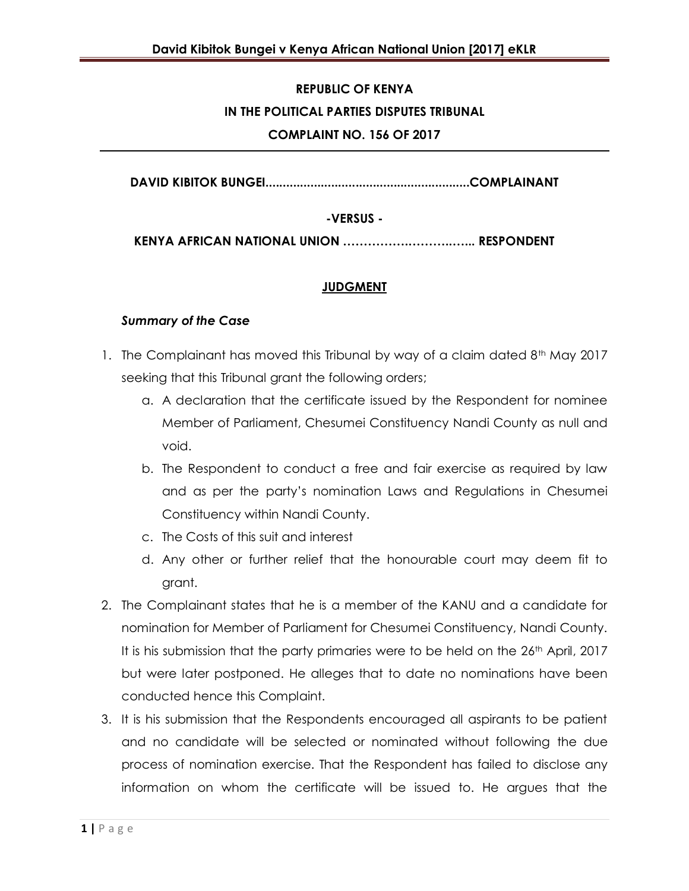**REPUBLIC OF KENYA**

**IN THE POLITICAL PARTIES DISPUTES TRIBUNAL**

**COMPLAINT NO. 156 OF 2017**

**DAVID KIBITOK BUNGEI..........................................................COMPLAINANT**

**-VERSUS -**

**KENYA AFRICAN NATIONAL UNION …………….………….….. RESPONDENT**

**JUDGMENT**

***Summary of the Case***

1. The Complainant has moved this Tribunal by way of a claim dated 8th May 2017 seeking that this Tribunal grant the following orders;
   a. A declaration that the certificate issued by the Respondent for nominee Member of Parliament, Chesumei Constituency Nandi County as null and void.
   b. The Respondent to conduct a free and fair exercise as required by law and as per the party's nomination Laws and Regulations in Chesumei Constituency within Nandi County.
   c. The Costs of this suit and interest
   d. Any other or further relief that the honourable court may deem fit to grant.
2. The Complainant states that he is a member of the KANU and a candidate for nomination for Member of Parliament for Chesumei Constituency, Nandi County. It is his submission that the party primaries were to be held on the 26th April, 2017 but were later postponed. He alleges that to date no nominations have been conducted hence this Complaint.
3. It is his submission that the Respondents encouraged all aspirants to be patient and no candidate will be selected or nominated without following the due process of nomination exercise. That the Respondent has failed to disclose any information on whom the certificate will be issued to. He argues that the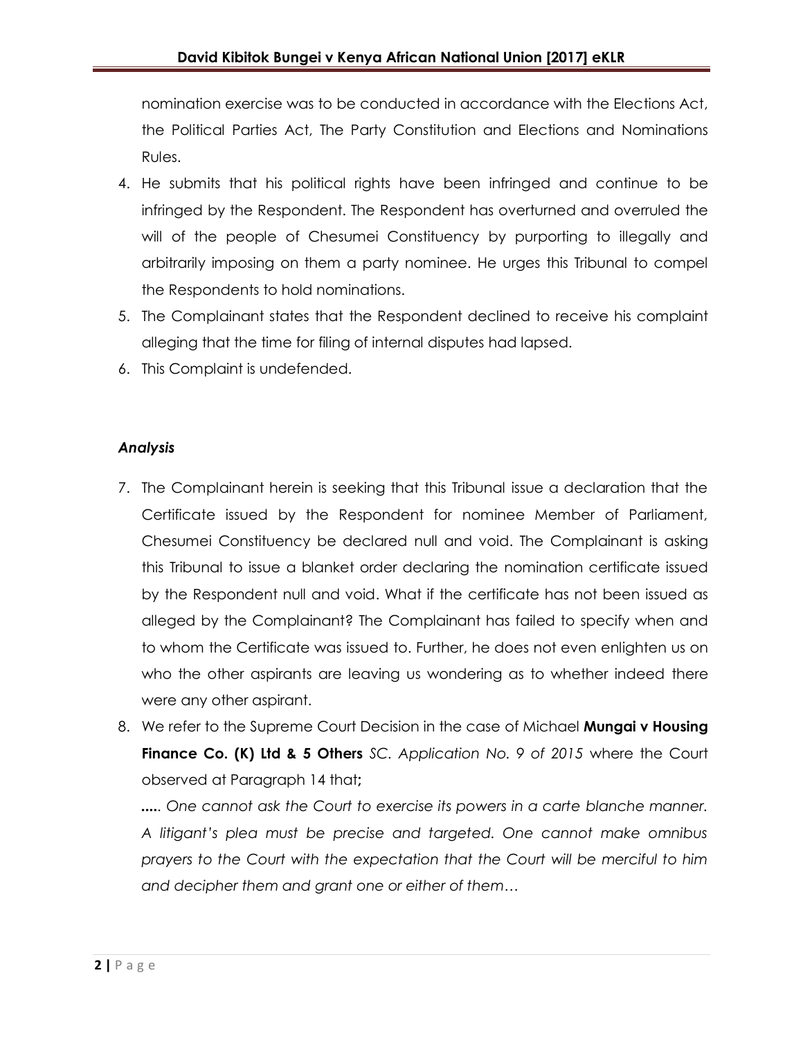nomination exercise was to be conducted in accordance with the Elections Act, the Political Parties Act, The Party Constitution and Elections and Nominations Rules.

4. He submits that his political rights have been infringed and continue to be infringed by the Respondent. The Respondent has overturned and overruled the will of the people of Chesumei Constituency by purporting to illegally and arbitrarily imposing on them a party nominee. He urges this Tribunal to compel the Respondents to hold nominations.
5. The Complainant states that the Respondent declined to receive his complaint alleging that the time for filing of internal disputes had lapsed.
6. This Complaint is undefended.

### *Analysis*

7. The Complainant herein is seeking that this Tribunal issue a declaration that the Certificate issued by the Respondent for nominee Member of Parliament, Chesumei Constituency be declared null and void. The Complainant is asking this Tribunal to issue a blanket order declaring the nomination certificate issued by the Respondent null and void. What if the certificate has not been issued as alleged by the Complainant? The Complainant has failed to specify when and to whom the Certificate was issued to. Further, he does not even enlighten us on who the other aspirants are leaving us wondering as to whether indeed there were any other aspirant.
8. We refer to the Supreme Court Decision in the case of Michael **Mungai v Housing Finance Co. (K) Ltd & 5 Others** *SC. Application No. 9 of 2015* where the Court observed at Paragraph 14 that**;**

   **.**.... *One cannot ask the Court to exercise its powers in a carte blanche manner. A litigant's plea must be precise and targeted. One cannot make omnibus prayers to the Court with the expectation that the Court will be merciful to him and decipher them and grant one or either of them…*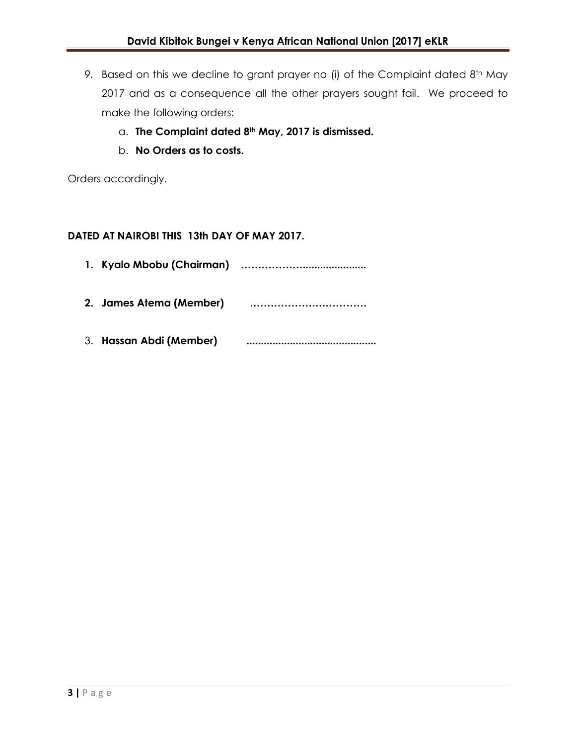9. Based on this we decline to grant prayer no (i) of the Complaint dated 8th May 2017 and as a consequence all the other prayers sought fail. We proceed to make the following orders:

   a. **The Complaint dated 8th May, 2017 is dismissed.**

   b. **No Orders as to costs.**

Orders accordingly.

**DATED AT NAIROBI THIS 13th DAY OF MAY 2017.**

1. **Kyalo Mbobu (Chairman)** ……………….....................

2. **James Atema (Member)** ……………………………

3. **Hassan Abdi (Member)** ............................................